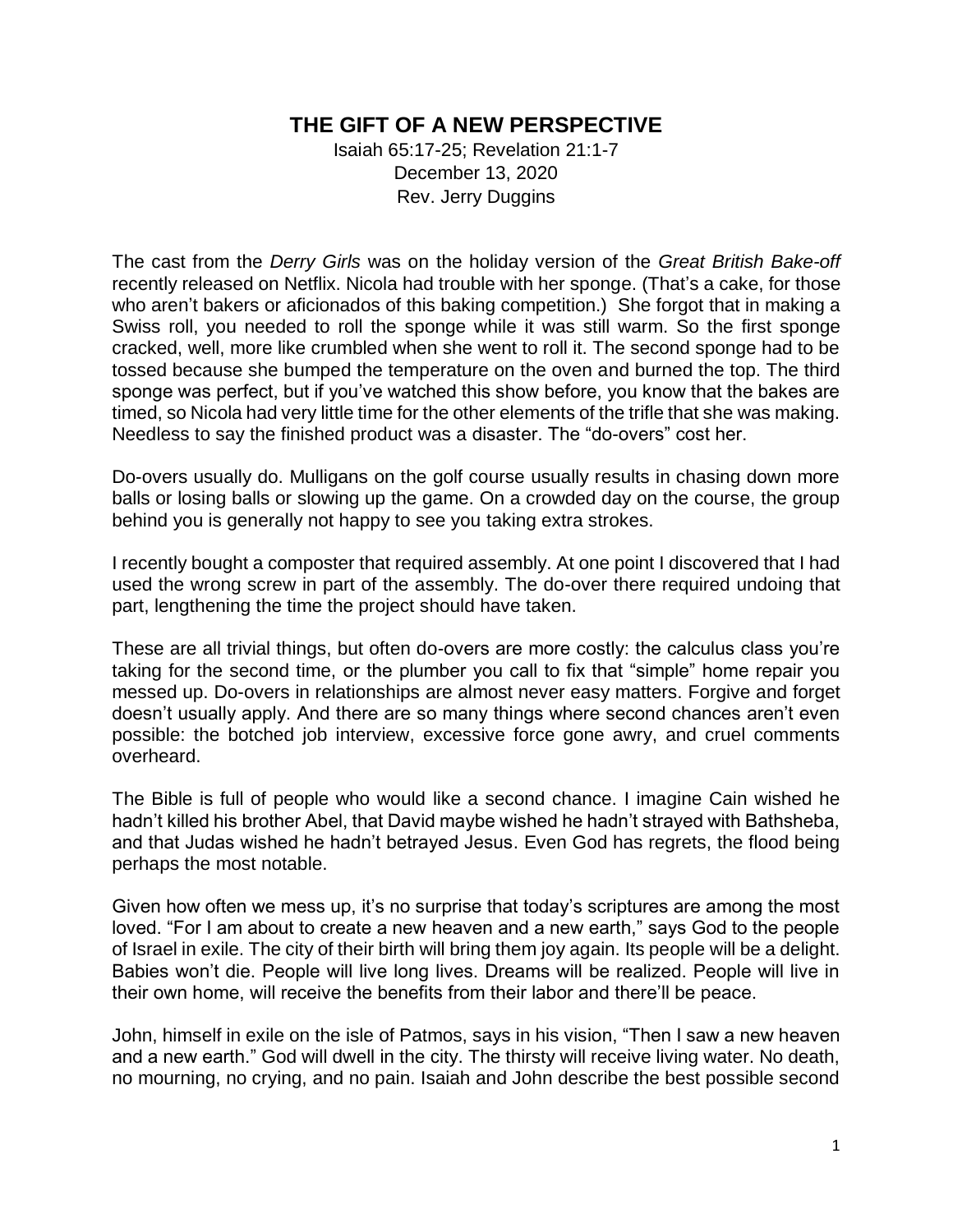# THE GIFT OF A NEW PERSPECTIVE

Isaiah 65:17-25; Revelation 21:1-7
December 13, 2020
Rev. Jerry Duggins

The cast from the *Derry Girls* was on the holiday version of the *Great British Bake-off* recently released on Netflix. Nicola had trouble with her sponge. (That's a cake, for those who aren't bakers or aficionados of this baking competition.) She forgot that in making a Swiss roll, you needed to roll the sponge while it was still warm. So the first sponge cracked, well, more like crumbled when she went to roll it. The second sponge had to be tossed because she bumped the temperature on the oven and burned the top. The third sponge was perfect, but if you've watched this show before, you know that the bakes are timed, so Nicola had very little time for the other elements of the trifle that she was making. Needless to say the finished product was a disaster. The "do-overs" cost her.

Do-overs usually do. Mulligans on the golf course usually results in chasing down more balls or losing balls or slowing up the game. On a crowded day on the course, the group behind you is generally not happy to see you taking extra strokes.

I recently bought a composter that required assembly. At one point I discovered that I had used the wrong screw in part of the assembly. The do-over there required undoing that part, lengthening the time the project should have taken.

These are all trivial things, but often do-overs are more costly: the calculus class you're taking for the second time, or the plumber you call to fix that "simple" home repair you messed up. Do-overs in relationships are almost never easy matters. Forgive and forget doesn't usually apply. And there are so many things where second chances aren't even possible: the botched job interview, excessive force gone awry, and cruel comments overheard.

The Bible is full of people who would like a second chance. I imagine Cain wished he hadn't killed his brother Abel, that David maybe wished he hadn't strayed with Bathsheba, and that Judas wished he hadn't betrayed Jesus. Even God has regrets, the flood being perhaps the most notable.

Given how often we mess up, it's no surprise that today's scriptures are among the most loved. "For I am about to create a new heaven and a new earth," says God to the people of Israel in exile. The city of their birth will bring them joy again. Its people will be a delight. Babies won't die. People will live long lives. Dreams will be realized. People will live in their own home, will receive the benefits from their labor and there'll be peace.

John, himself in exile on the isle of Patmos, says in his vision, "Then I saw a new heaven and a new earth." God will dwell in the city. The thirsty will receive living water. No death, no mourning, no crying, and no pain. Isaiah and John describe the best possible second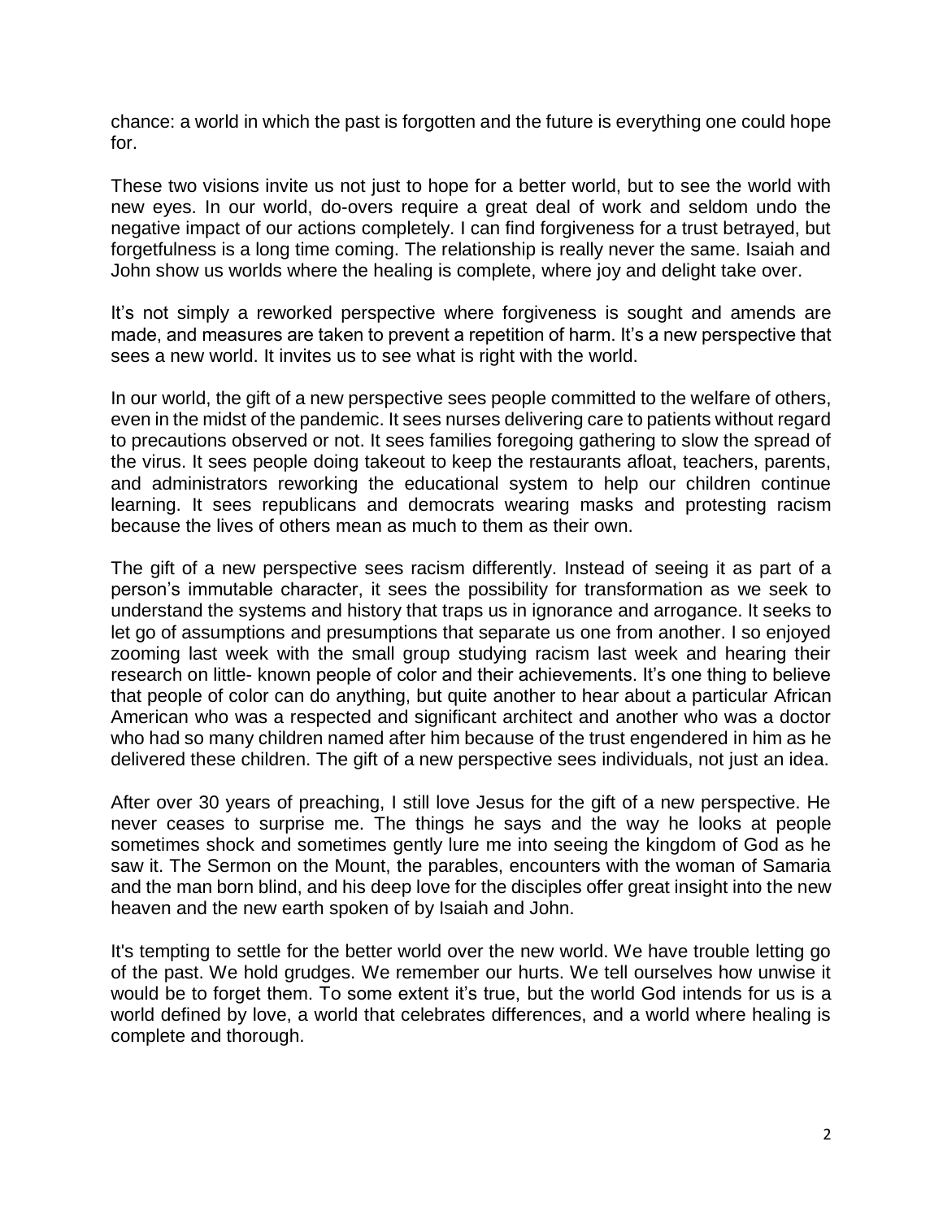chance: a world in which the past is forgotten and the future is everything one could hope for.

These two visions invite us not just to hope for a better world, but to see the world with new eyes. In our world, do-overs require a great deal of work and seldom undo the negative impact of our actions completely. I can find forgiveness for a trust betrayed, but forgetfulness is a long time coming. The relationship is really never the same. Isaiah and John show us worlds where the healing is complete, where joy and delight take over.

It's not simply a reworked perspective where forgiveness is sought and amends are made, and measures are taken to prevent a repetition of harm. It's a new perspective that sees a new world. It invites us to see what is right with the world.

In our world, the gift of a new perspective sees people committed to the welfare of others, even in the midst of the pandemic. It sees nurses delivering care to patients without regard to precautions observed or not. It sees families foregoing gathering to slow the spread of the virus. It sees people doing takeout to keep the restaurants afloat, teachers, parents, and administrators reworking the educational system to help our children continue learning. It sees republicans and democrats wearing masks and protesting racism because the lives of others mean as much to them as their own.

The gift of a new perspective sees racism differently. Instead of seeing it as part of a person's immutable character, it sees the possibility for transformation as we seek to understand the systems and history that traps us in ignorance and arrogance. It seeks to let go of assumptions and presumptions that separate us one from another. I so enjoyed zooming last week with the small group studying racism last week and hearing their research on little- known people of color and their achievements. It's one thing to believe that people of color can do anything, but quite another to hear about a particular African American who was a respected and significant architect and another who was a doctor who had so many children named after him because of the trust engendered in him as he delivered these children. The gift of a new perspective sees individuals, not just an idea.

After over 30 years of preaching, I still love Jesus for the gift of a new perspective. He never ceases to surprise me. The things he says and the way he looks at people sometimes shock and sometimes gently lure me into seeing the kingdom of God as he saw it. The Sermon on the Mount, the parables, encounters with the woman of Samaria and the man born blind, and his deep love for the disciples offer great insight into the new heaven and the new earth spoken of by Isaiah and John.

It's tempting to settle for the better world over the new world. We have trouble letting go of the past. We hold grudges. We remember our hurts. We tell ourselves how unwise it would be to forget them. To some extent it's true, but the world God intends for us is a world defined by love, a world that celebrates differences, and a world where healing is complete and thorough.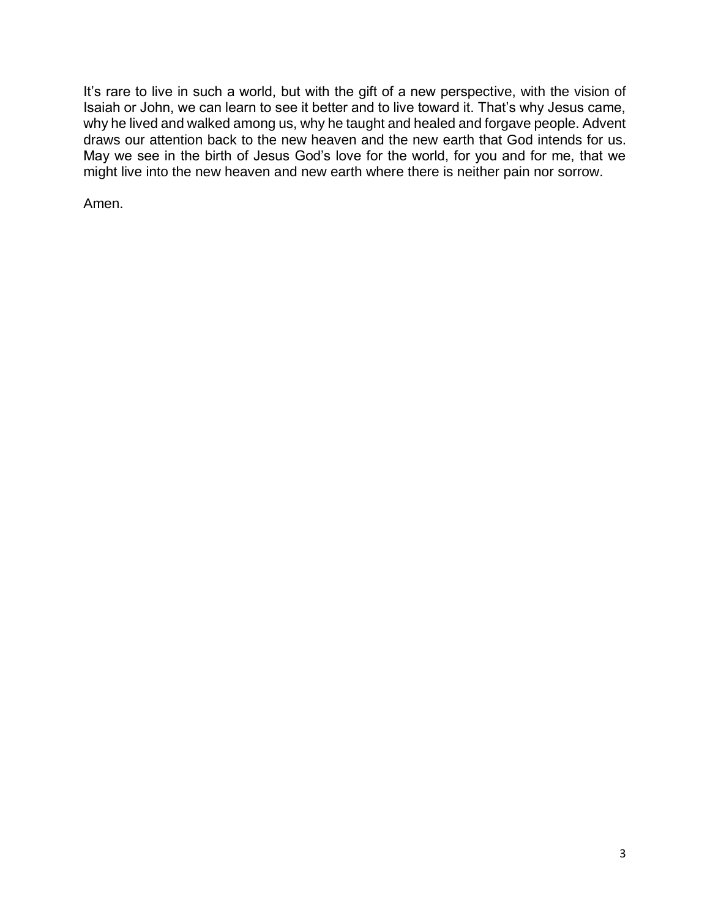It’s rare to live in such a world, but with the gift of a new perspective, with the vision of Isaiah or John, we can learn to see it better and to live toward it. That’s why Jesus came, why he lived and walked among us, why he taught and healed and forgave people. Advent draws our attention back to the new heaven and the new earth that God intends for us. May we see in the birth of Jesus God’s love for the world, for you and for me, that we might live into the new heaven and new earth where there is neither pain nor sorrow.

Amen.